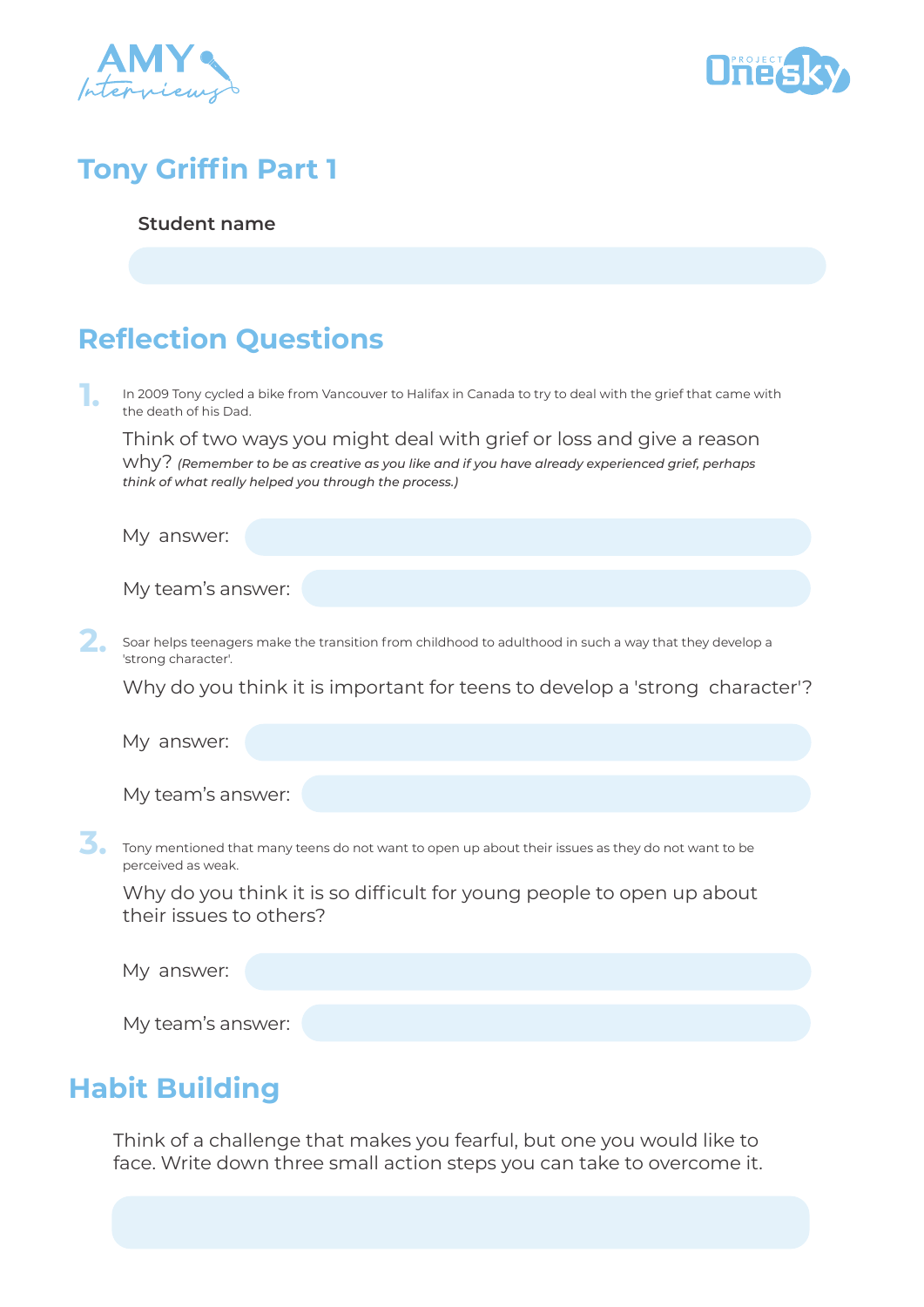# Tony Griffin Part 1

**Student name**

## Reflection Questions

**1.** In 2009 Tony cycled a bike from Vancouver to Halifax in Canada to try to deal with the grief that came with the death of his Dad.

Think of two ways you might deal with grief or loss and give a reason why? *(Remember to be as creative as you like and if you have already experienced grief, perhaps think of what really helped you through the process.)*

My answer:

My team's answer:

**2.** Soar helps teenagers make the transition from childhood to adulthood in such a way that they develop a 'strong character'.

Why do you think it is important for teens to develop a 'strong character'?

My answer:

My team's answer:

**3.** Tony mentioned that many teens do not want to open up about their issues as they do not want to be perceived as weak.

Why do you think it is so difficult for young people to open up about their issues to others?

My answer:

My team's answer:

## Habit Building

Think of a challenge that makes you fearful, but one you would like to face. Write down three small action steps you can take to overcome it.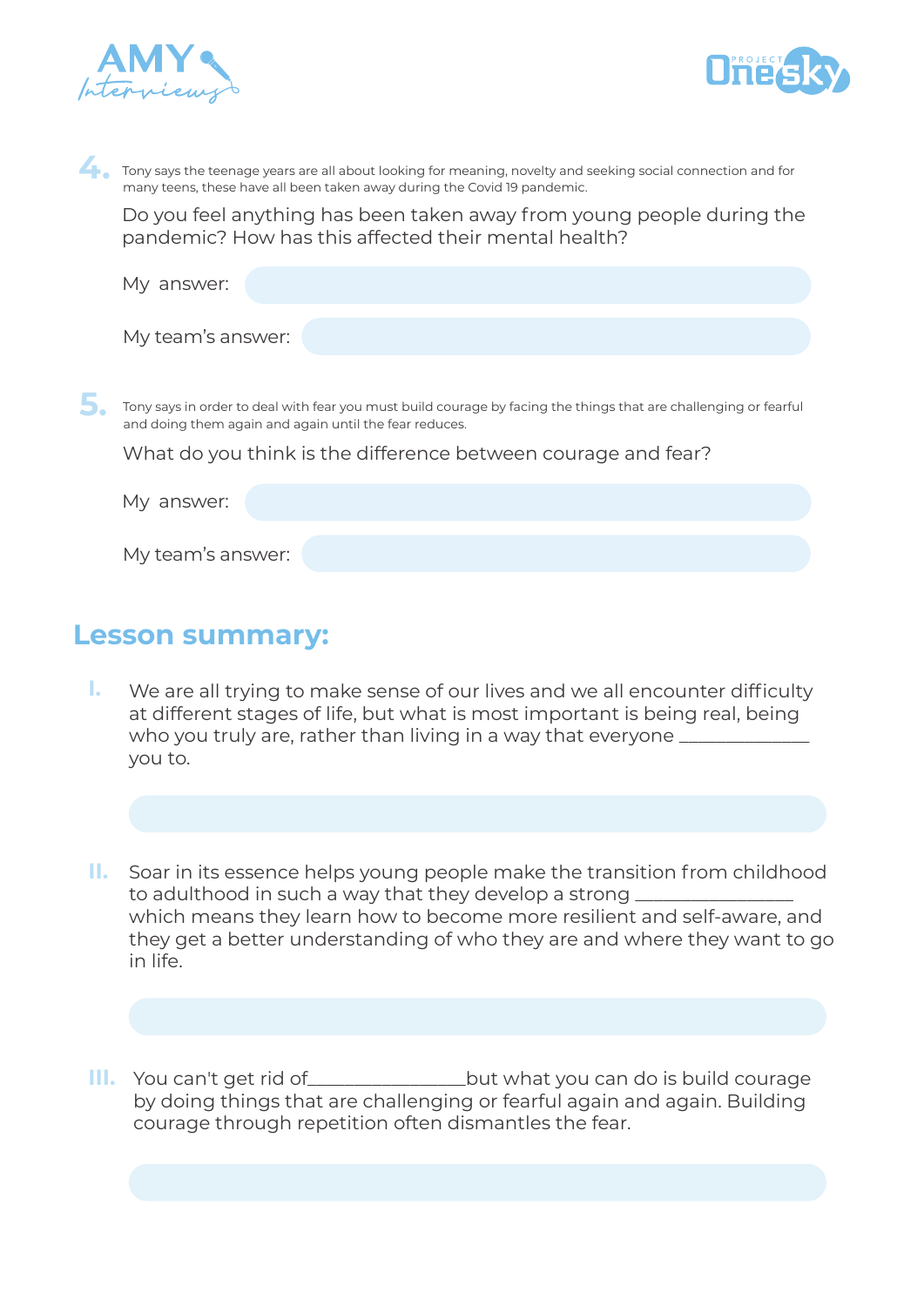**4.** Tony says the teenage years are all about looking for meaning, novelty and seeking social connection and for many teens, these have all been taken away during the Covid 19 pandemic.

Do you feel anything has been taken away from young people during the pandemic? How has this affected their mental health?

My answer:

My team's answer:

**5.** Tony says in order to deal with fear you must build courage by facing the things that are challenging or fearful and doing them again and again until the fear reduces.

What do you think is the difference between courage and fear?

My answer:

My team's answer:

## Lesson summary:

I. We are all trying to make sense of our lives and we all encounter difficulty at different stages of life, but what is most important is being real, being who you truly are, rather than living in a way that everyone ______________ you to.

II. Soar in its essence helps young people make the transition from childhood to adulthood in such a way that they develop a strong ________________ which means they learn how to become more resilient and self-aware, and they get a better understanding of who they are and where they want to go in life.

III. You can't get rid of________________but what you can do is build courage by doing things that are challenging or fearful again and again. Building courage through repetition often dismantles the fear.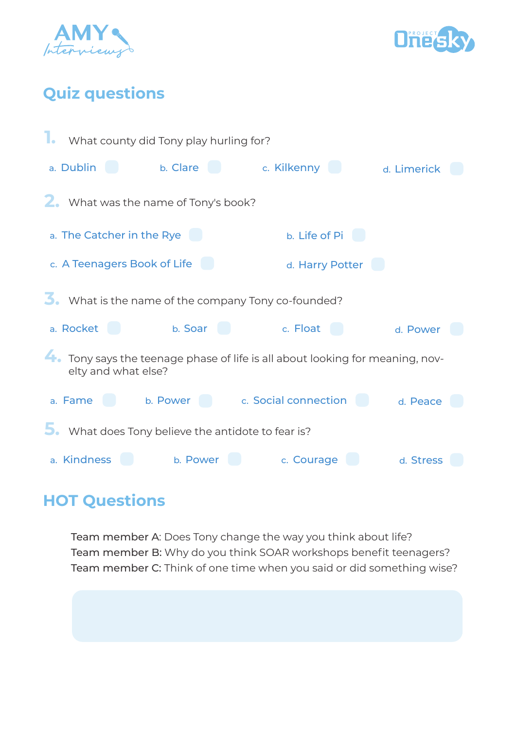## Quiz questions

1. What county did Tony play hurling for?

a. Dublin
b. Clare
c. Kilkenny
d. Limerick

2. What was the name of Tony's book?

a. The Catcher in the Rye
b. Life of Pi
c. A Teenagers Book of Life
d. Harry Potter

3. What is the name of the company Tony co-founded?

a. Rocket
b. Soar
c. Float
d. Power

4. Tony says the teenage phase of life is all about looking for meaning, novelty and what else?

a. Fame
b. Power
c. Social connection
d. Peace

5. What does Tony believe the antidote to fear is?

a. Kindness
b. Power
c. Courage
d. Stress

## HOT Questions

**Team member A:** Does Tony change the way you think about life?
**Team member B:** Why do you think SOAR workshops benefit teenagers?
**Team member C:** Think of one time when you said or did something wise?